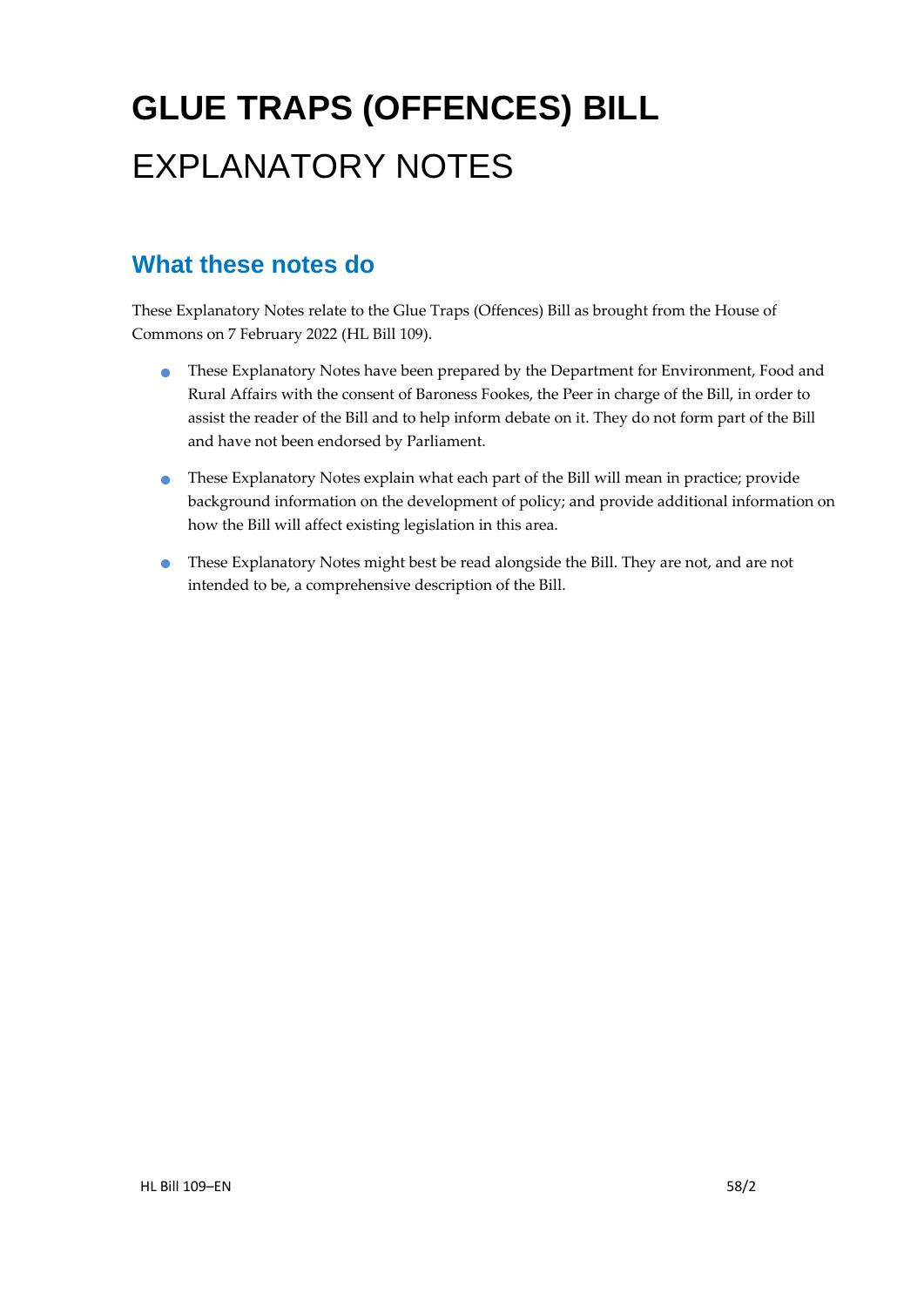# GLUE TRAPS (OFFENCES) BILL

# EXPLANATORY NOTES

## What these notes do

These Explanatory Notes relate to the Glue Traps (Offences) Bill as brought from the House of Commons on 7 February 2022 (HL Bill 109).

- These Explanatory Notes have been prepared by the Department for Environment, Food and Rural Affairs with the consent of Baroness Fookes, the Peer in charge of the Bill, in order to assist the reader of the Bill and to help inform debate on it. They do not form part of the Bill and have not been endorsed by Parliament.
- These Explanatory Notes explain what each part of the Bill will mean in practice; provide background information on the development of policy; and provide additional information on how the Bill will affect existing legislation in this area.
- These Explanatory Notes might best be read alongside the Bill. They are not, and are not intended to be, a comprehensive description of the Bill.

HL Bill 109–EN 58/2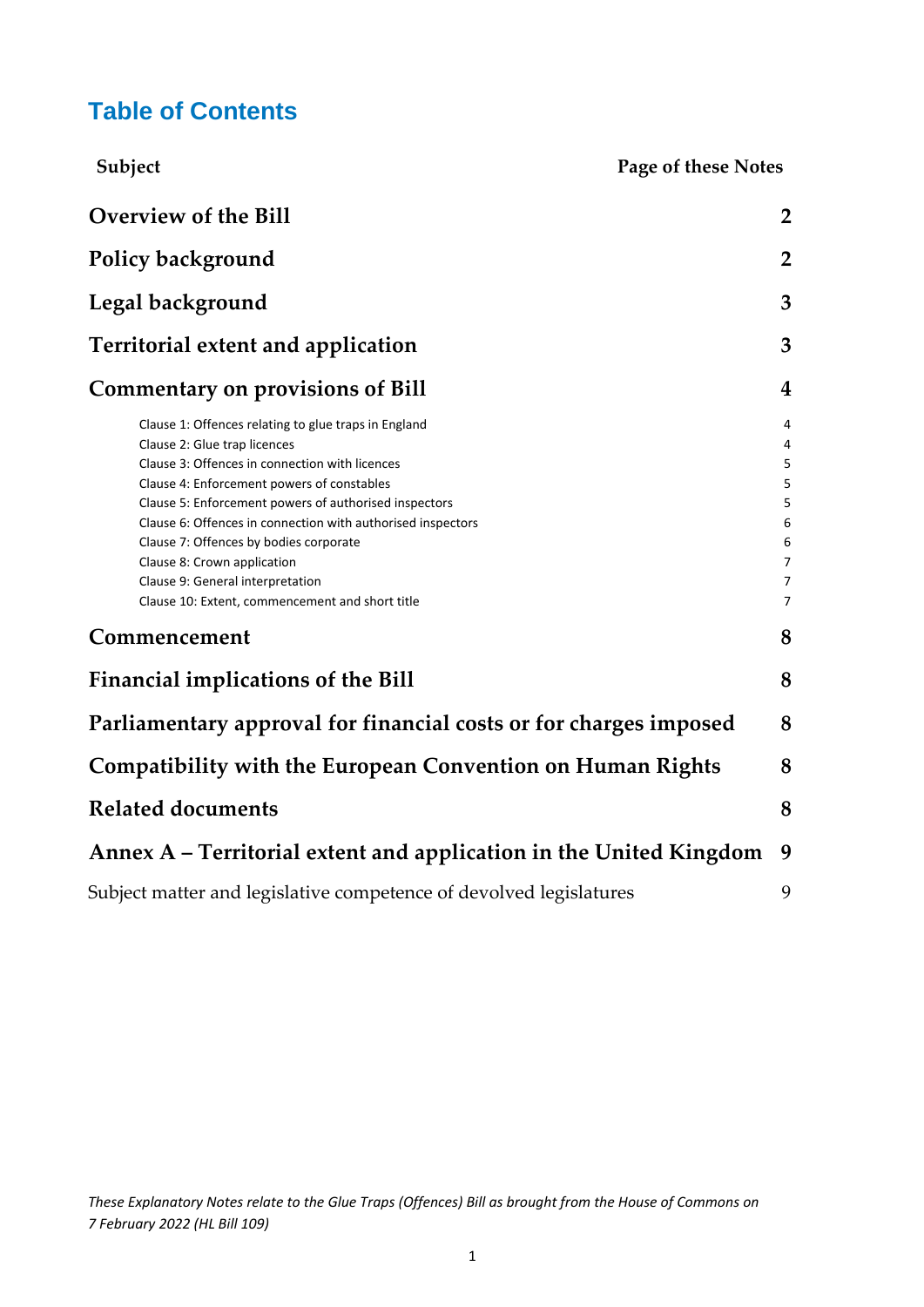# Table of Contents

| Subject | Page of these Notes |
| --- | --- |
| **Overview of the Bill** | **2** |
| **Policy background** | **2** |
| **Legal background** | **3** |
| **Territorial extent and application** | **3** |
| **Commentary on provisions of Bill** | **4** |
| Clause 1: Offences relating to glue traps in England | 4 |
| Clause 2: Glue trap licences | 4 |
| Clause 3: Offences in connection with licences | 5 |
| Clause 4: Enforcement powers of constables | 5 |
| Clause 5: Enforcement powers of authorised inspectors | 5 |
| Clause 6: Offences in connection with authorised inspectors | 6 |
| Clause 7: Offences by bodies corporate | 6 |
| Clause 8: Crown application | 7 |
| Clause 9: General interpretation | 7 |
| Clause 10: Extent, commencement and short title | 7 |
| **Commencement** | **8** |
| **Financial implications of the Bill** | **8** |
| **Parliamentary approval for financial costs or for charges imposed** | **8** |
| **Compatibility with the European Convention on Human Rights** | **8** |
| **Related documents** | **8** |
| **Annex A – Territorial extent and application in the United Kingdom** | **9** |
| Subject matter and legislative competence of devolved legislatures | 9 |

*These Explanatory Notes relate to the Glue Traps (Offences) Bill as brought from the House of Commons on 7 February 2022 (HL Bill 109)*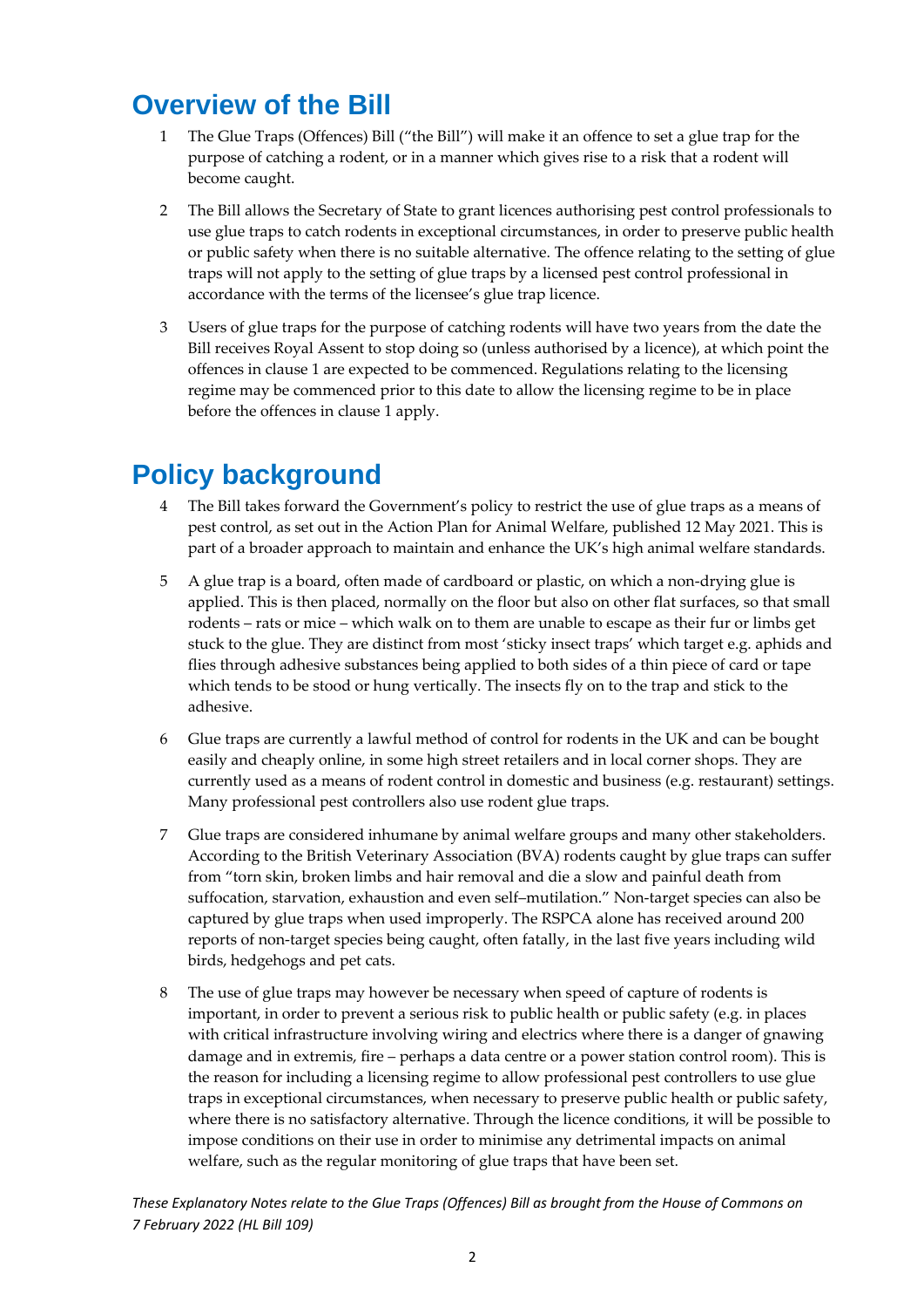# Overview of the Bill

1 The Glue Traps (Offences) Bill ("the Bill") will make it an offence to set a glue trap for the purpose of catching a rodent, or in a manner which gives rise to a risk that a rodent will become caught.

2 The Bill allows the Secretary of State to grant licences authorising pest control professionals to use glue traps to catch rodents in exceptional circumstances, in order to preserve public health or public safety when there is no suitable alternative. The offence relating to the setting of glue traps will not apply to the setting of glue traps by a licensed pest control professional in accordance with the terms of the licensee's glue trap licence.

3 Users of glue traps for the purpose of catching rodents will have two years from the date the Bill receives Royal Assent to stop doing so (unless authorised by a licence), at which point the offences in clause 1 are expected to be commenced. Regulations relating to the licensing regime may be commenced prior to this date to allow the licensing regime to be in place before the offences in clause 1 apply.

# Policy background

4 The Bill takes forward the Government's policy to restrict the use of glue traps as a means of pest control, as set out in the Action Plan for Animal Welfare, published 12 May 2021. This is part of a broader approach to maintain and enhance the UK's high animal welfare standards.

5 A glue trap is a board, often made of cardboard or plastic, on which a non-drying glue is applied. This is then placed, normally on the floor but also on other flat surfaces, so that small rodents – rats or mice – which walk on to them are unable to escape as their fur or limbs get stuck to the glue. They are distinct from most 'sticky insect traps' which target e.g. aphids and flies through adhesive substances being applied to both sides of a thin piece of card or tape which tends to be stood or hung vertically. The insects fly on to the trap and stick to the adhesive.

6 Glue traps are currently a lawful method of control for rodents in the UK and can be bought easily and cheaply online, in some high street retailers and in local corner shops. They are currently used as a means of rodent control in domestic and business (e.g. restaurant) settings. Many professional pest controllers also use rodent glue traps.

7 Glue traps are considered inhumane by animal welfare groups and many other stakeholders. According to the British Veterinary Association (BVA) rodents caught by glue traps can suffer from "torn skin, broken limbs and hair removal and die a slow and painful death from suffocation, starvation, exhaustion and even self–mutilation." Non-target species can also be captured by glue traps when used improperly. The RSPCA alone has received around 200 reports of non-target species being caught, often fatally, in the last five years including wild birds, hedgehogs and pet cats.

8 The use of glue traps may however be necessary when speed of capture of rodents is important, in order to prevent a serious risk to public health or public safety (e.g. in places with critical infrastructure involving wiring and electrics where there is a danger of gnawing damage and in extremis, fire – perhaps a data centre or a power station control room). This is the reason for including a licensing regime to allow professional pest controllers to use glue traps in exceptional circumstances, when necessary to preserve public health or public safety, where there is no satisfactory alternative. Through the licence conditions, it will be possible to impose conditions on their use in order to minimise any detrimental impacts on animal welfare, such as the regular monitoring of glue traps that have been set.

*These Explanatory Notes relate to the Glue Traps (Offences) Bill as brought from the House of Commons on 7 February 2022 (HL Bill 109)*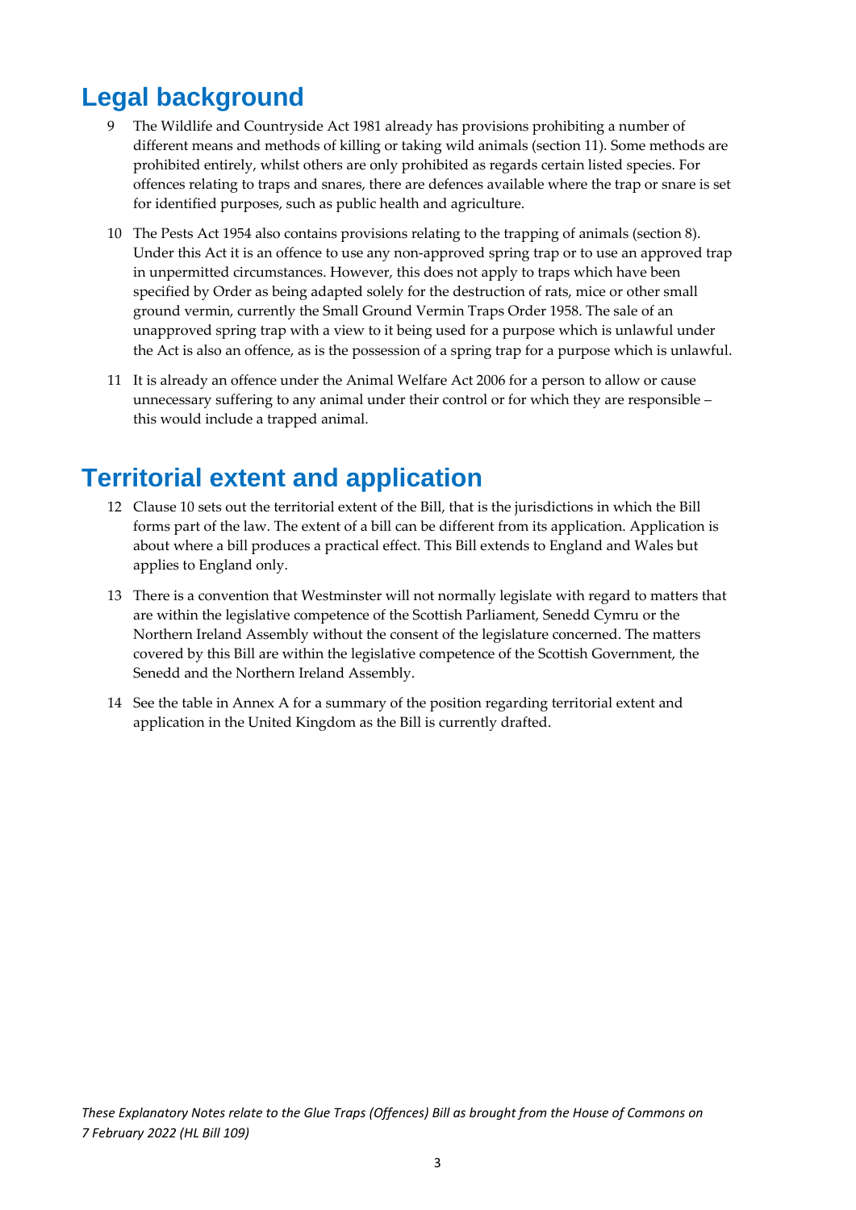## Legal background

9 The Wildlife and Countryside Act 1981 already has provisions prohibiting a number of different means and methods of killing or taking wild animals (section 11). Some methods are prohibited entirely, whilst others are only prohibited as regards certain listed species. For offences relating to traps and snares, there are defences available where the trap or snare is set for identified purposes, such as public health and agriculture.

10 The Pests Act 1954 also contains provisions relating to the trapping of animals (section 8). Under this Act it is an offence to use any non-approved spring trap or to use an approved trap in unpermitted circumstances. However, this does not apply to traps which have been specified by Order as being adapted solely for the destruction of rats, mice or other small ground vermin, currently the Small Ground Vermin Traps Order 1958. The sale of an unapproved spring trap with a view to it being used for a purpose which is unlawful under the Act is also an offence, as is the possession of a spring trap for a purpose which is unlawful.

11 It is already an offence under the Animal Welfare Act 2006 for a person to allow or cause unnecessary suffering to any animal under their control or for which they are responsible – this would include a trapped animal.

## Territorial extent and application

12 Clause 10 sets out the territorial extent of the Bill, that is the jurisdictions in which the Bill forms part of the law. The extent of a bill can be different from its application. Application is about where a bill produces a practical effect. This Bill extends to England and Wales but applies to England only.

13 There is a convention that Westminster will not normally legislate with regard to matters that are within the legislative competence of the Scottish Parliament, Senedd Cymru or the Northern Ireland Assembly without the consent of the legislature concerned. The matters covered by this Bill are within the legislative competence of the Scottish Government, the Senedd and the Northern Ireland Assembly.

14 See the table in Annex A for a summary of the position regarding territorial extent and application in the United Kingdom as the Bill is currently drafted.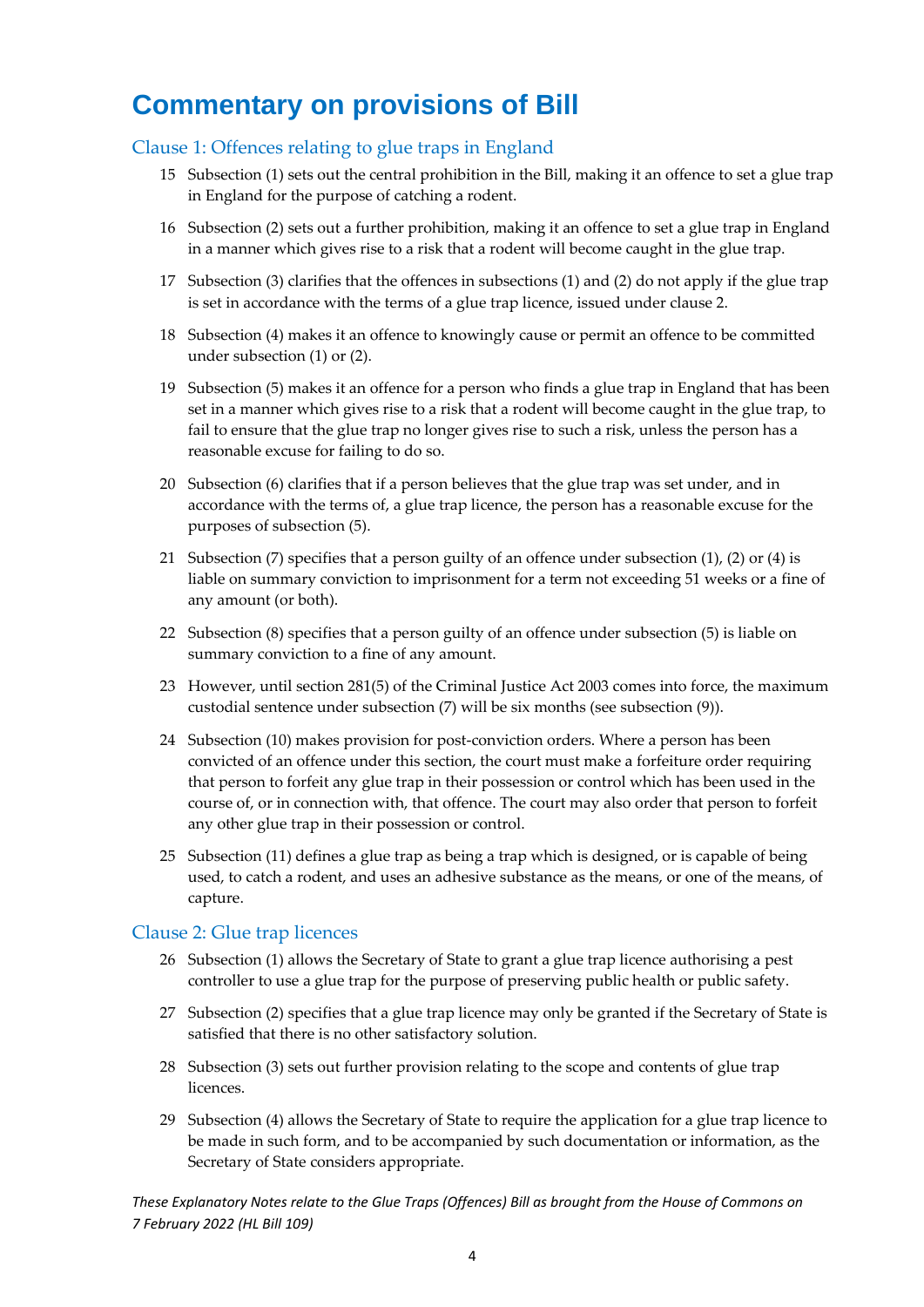# Commentary on provisions of Bill

## Clause 1: Offences relating to glue traps in England

15 Subsection (1) sets out the central prohibition in the Bill, making it an offence to set a glue trap in England for the purpose of catching a rodent.

16 Subsection (2) sets out a further prohibition, making it an offence to set a glue trap in England in a manner which gives rise to a risk that a rodent will become caught in the glue trap.

17 Subsection (3) clarifies that the offences in subsections (1) and (2) do not apply if the glue trap is set in accordance with the terms of a glue trap licence, issued under clause 2.

18 Subsection (4) makes it an offence to knowingly cause or permit an offence to be committed under subsection (1) or (2).

19 Subsection (5) makes it an offence for a person who finds a glue trap in England that has been set in a manner which gives rise to a risk that a rodent will become caught in the glue trap, to fail to ensure that the glue trap no longer gives rise to such a risk, unless the person has a reasonable excuse for failing to do so.

20 Subsection (6) clarifies that if a person believes that the glue trap was set under, and in accordance with the terms of, a glue trap licence, the person has a reasonable excuse for the purposes of subsection (5).

21 Subsection (7) specifies that a person guilty of an offence under subsection (1), (2) or (4) is liable on summary conviction to imprisonment for a term not exceeding 51 weeks or a fine of any amount (or both).

22 Subsection (8) specifies that a person guilty of an offence under subsection (5) is liable on summary conviction to a fine of any amount.

23 However, until section 281(5) of the Criminal Justice Act 2003 comes into force, the maximum custodial sentence under subsection (7) will be six months (see subsection (9)).

24 Subsection (10) makes provision for post-conviction orders. Where a person has been convicted of an offence under this section, the court must make a forfeiture order requiring that person to forfeit any glue trap in their possession or control which has been used in the course of, or in connection with, that offence. The court may also order that person to forfeit any other glue trap in their possession or control.

25 Subsection (11) defines a glue trap as being a trap which is designed, or is capable of being used, to catch a rodent, and uses an adhesive substance as the means, or one of the means, of capture.

## Clause 2: Glue trap licences

26 Subsection (1) allows the Secretary of State to grant a glue trap licence authorising a pest controller to use a glue trap for the purpose of preserving public health or public safety.

27 Subsection (2) specifies that a glue trap licence may only be granted if the Secretary of State is satisfied that there is no other satisfactory solution.

28 Subsection (3) sets out further provision relating to the scope and contents of glue trap licences.

29 Subsection (4) allows the Secretary of State to require the application for a glue trap licence to be made in such form, and to be accompanied by such documentation or information, as the Secretary of State considers appropriate.

*These Explanatory Notes relate to the Glue Traps (Offences) Bill as brought from the House of Commons on 7 February 2022 (HL Bill 109)*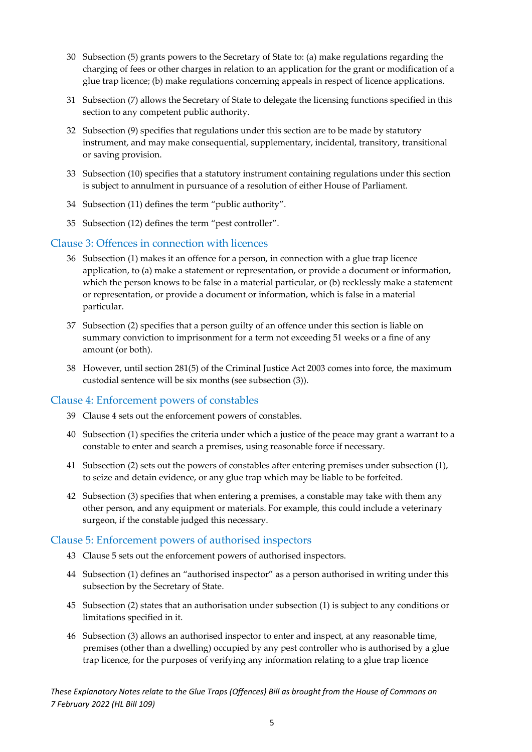30 Subsection (5) grants powers to the Secretary of State to: (a) make regulations regarding the charging of fees or other charges in relation to an application for the grant or modification of a glue trap licence; (b) make regulations concerning appeals in respect of licence applications.

31 Subsection (7) allows the Secretary of State to delegate the licensing functions specified in this section to any competent public authority.

32 Subsection (9) specifies that regulations under this section are to be made by statutory instrument, and may make consequential, supplementary, incidental, transitory, transitional or saving provision.

33 Subsection (10) specifies that a statutory instrument containing regulations under this section is subject to annulment in pursuance of a resolution of either House of Parliament.

34 Subsection (11) defines the term "public authority".

35 Subsection (12) defines the term "pest controller".

## Clause 3: Offences in connection with licences

36 Subsection (1) makes it an offence for a person, in connection with a glue trap licence application, to (a) make a statement or representation, or provide a document or information, which the person knows to be false in a material particular, or (b) recklessly make a statement or representation, or provide a document or information, which is false in a material particular.

37 Subsection (2) specifies that a person guilty of an offence under this section is liable on summary conviction to imprisonment for a term not exceeding 51 weeks or a fine of any amount (or both).

38 However, until section 281(5) of the Criminal Justice Act 2003 comes into force, the maximum custodial sentence will be six months (see subsection (3)).

## Clause 4: Enforcement powers of constables

39 Clause 4 sets out the enforcement powers of constables.

40 Subsection (1) specifies the criteria under which a justice of the peace may grant a warrant to a constable to enter and search a premises, using reasonable force if necessary.

41 Subsection (2) sets out the powers of constables after entering premises under subsection (1), to seize and detain evidence, or any glue trap which may be liable to be forfeited.

42 Subsection (3) specifies that when entering a premises, a constable may take with them any other person, and any equipment or materials. For example, this could include a veterinary surgeon, if the constable judged this necessary.

## Clause 5: Enforcement powers of authorised inspectors

43 Clause 5 sets out the enforcement powers of authorised inspectors.

44 Subsection (1) defines an "authorised inspector" as a person authorised in writing under this subsection by the Secretary of State.

45 Subsection (2) states that an authorisation under subsection (1) is subject to any conditions or limitations specified in it.

46 Subsection (3) allows an authorised inspector to enter and inspect, at any reasonable time, premises (other than a dwelling) occupied by any pest controller who is authorised by a glue trap licence, for the purposes of verifying any information relating to a glue trap licence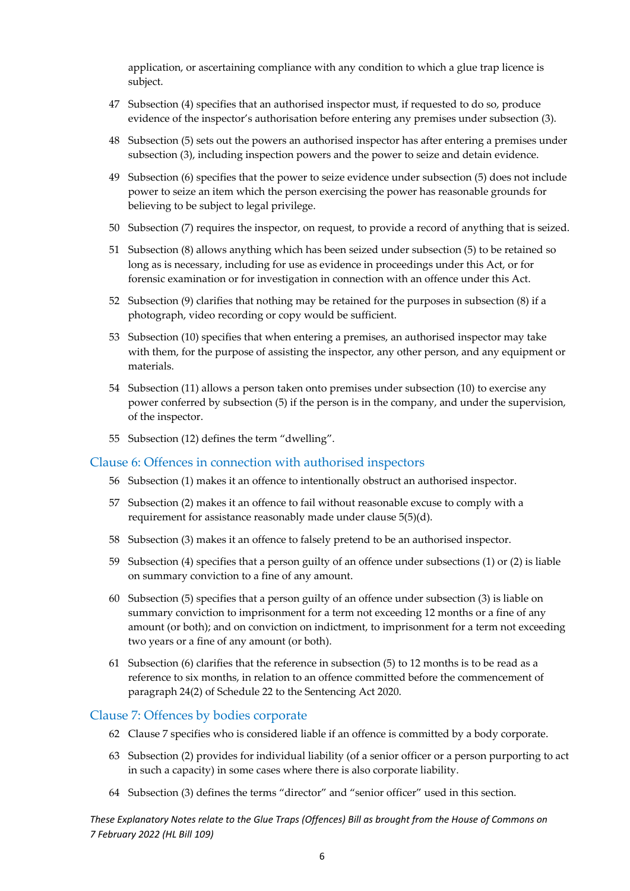application, or ascertaining compliance with any condition to which a glue trap licence is subject.

47 Subsection (4) specifies that an authorised inspector must, if requested to do so, produce evidence of the inspector's authorisation before entering any premises under subsection (3).

48 Subsection (5) sets out the powers an authorised inspector has after entering a premises under subsection (3), including inspection powers and the power to seize and detain evidence.

49 Subsection (6) specifies that the power to seize evidence under subsection (5) does not include power to seize an item which the person exercising the power has reasonable grounds for believing to be subject to legal privilege.

50 Subsection (7) requires the inspector, on request, to provide a record of anything that is seized.

51 Subsection (8) allows anything which has been seized under subsection (5) to be retained so long as is necessary, including for use as evidence in proceedings under this Act, or for forensic examination or for investigation in connection with an offence under this Act.

52 Subsection (9) clarifies that nothing may be retained for the purposes in subsection (8) if a photograph, video recording or copy would be sufficient.

53 Subsection (10) specifies that when entering a premises, an authorised inspector may take with them, for the purpose of assisting the inspector, any other person, and any equipment or materials.

54 Subsection (11) allows a person taken onto premises under subsection (10) to exercise any power conferred by subsection (5) if the person is in the company, and under the supervision, of the inspector.

55 Subsection (12) defines the term "dwelling".

## Clause 6: Offences in connection with authorised inspectors

56 Subsection (1) makes it an offence to intentionally obstruct an authorised inspector.

57 Subsection (2) makes it an offence to fail without reasonable excuse to comply with a requirement for assistance reasonably made under clause 5(5)(d).

58 Subsection (3) makes it an offence to falsely pretend to be an authorised inspector.

59 Subsection (4) specifies that a person guilty of an offence under subsections (1) or (2) is liable on summary conviction to a fine of any amount.

60 Subsection (5) specifies that a person guilty of an offence under subsection (3) is liable on summary conviction to imprisonment for a term not exceeding 12 months or a fine of any amount (or both); and on conviction on indictment, to imprisonment for a term not exceeding two years or a fine of any amount (or both).

61 Subsection (6) clarifies that the reference in subsection (5) to 12 months is to be read as a reference to six months, in relation to an offence committed before the commencement of paragraph 24(2) of Schedule 22 to the Sentencing Act 2020.

## Clause 7: Offences by bodies corporate

62 Clause 7 specifies who is considered liable if an offence is committed by a body corporate.

63 Subsection (2) provides for individual liability (of a senior officer or a person purporting to act in such a capacity) in some cases where there is also corporate liability.

64 Subsection (3) defines the terms "director" and "senior officer" used in this section.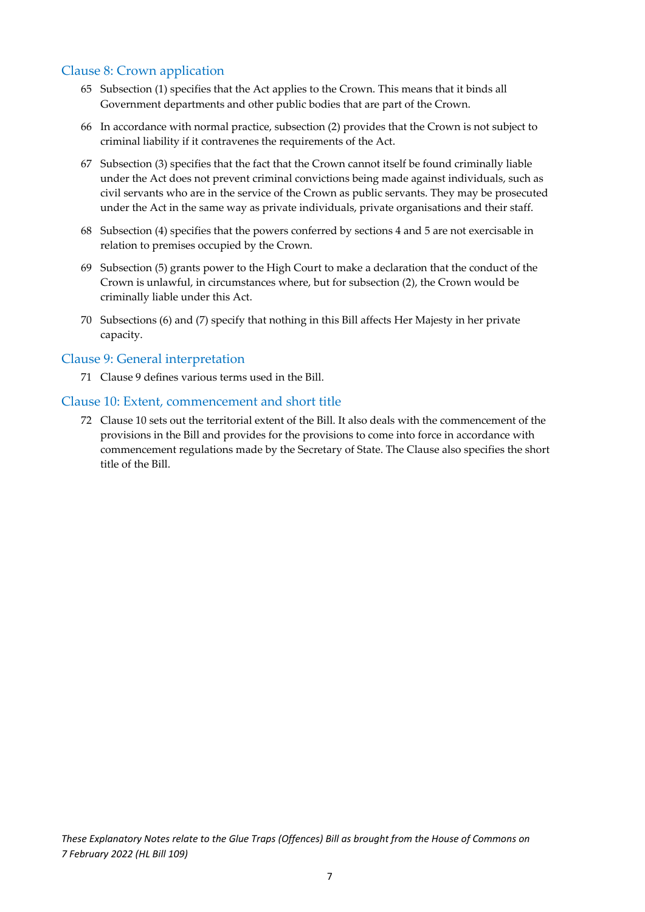## Clause 8: Crown application

65 Subsection (1) specifies that the Act applies to the Crown. This means that it binds all Government departments and other public bodies that are part of the Crown.

66 In accordance with normal practice, subsection (2) provides that the Crown is not subject to criminal liability if it contravenes the requirements of the Act.

67 Subsection (3) specifies that the fact that the Crown cannot itself be found criminally liable under the Act does not prevent criminal convictions being made against individuals, such as civil servants who are in the service of the Crown as public servants. They may be prosecuted under the Act in the same way as private individuals, private organisations and their staff.

68 Subsection (4) specifies that the powers conferred by sections 4 and 5 are not exercisable in relation to premises occupied by the Crown.

69 Subsection (5) grants power to the High Court to make a declaration that the conduct of the Crown is unlawful, in circumstances where, but for subsection (2), the Crown would be criminally liable under this Act.

70 Subsections (6) and (7) specify that nothing in this Bill affects Her Majesty in her private capacity.

## Clause 9: General interpretation

71 Clause 9 defines various terms used in the Bill.

## Clause 10: Extent, commencement and short title

72 Clause 10 sets out the territorial extent of the Bill. It also deals with the commencement of the provisions in the Bill and provides for the provisions to come into force in accordance with commencement regulations made by the Secretary of State. The Clause also specifies the short title of the Bill.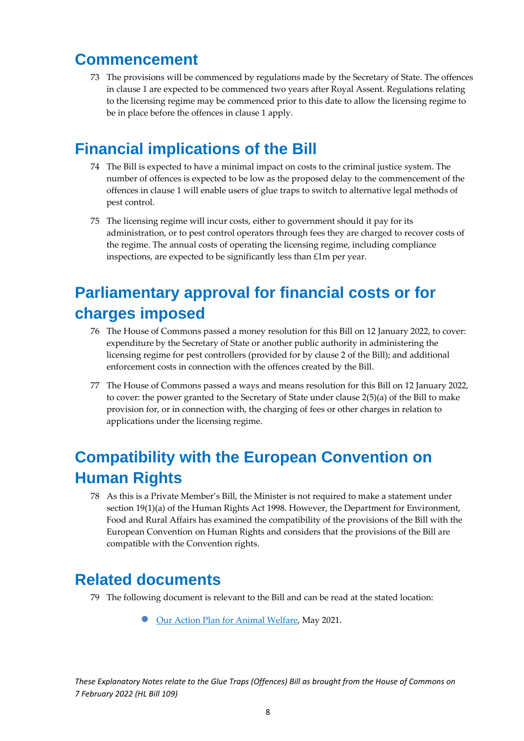## Commencement

73 The provisions will be commenced by regulations made by the Secretary of State. The offences in clause 1 are expected to be commenced two years after Royal Assent. Regulations relating to the licensing regime may be commenced prior to this date to allow the licensing regime to be in place before the offences in clause 1 apply.

## Financial implications of the Bill

74 The Bill is expected to have a minimal impact on costs to the criminal justice system. The number of offences is expected to be low as the proposed delay to the commencement of the offences in clause 1 will enable users of glue traps to switch to alternative legal methods of pest control.

75 The licensing regime will incur costs, either to government should it pay for its administration, or to pest control operators through fees they are charged to recover costs of the regime. The annual costs of operating the licensing regime, including compliance inspections, are expected to be significantly less than £1m per year.

## Parliamentary approval for financial costs or for charges imposed

76 The House of Commons passed a money resolution for this Bill on 12 January 2022, to cover: expenditure by the Secretary of State or another public authority in administering the licensing regime for pest controllers (provided for by clause 2 of the Bill); and additional enforcement costs in connection with the offences created by the Bill.

77 The House of Commons passed a ways and means resolution for this Bill on 12 January 2022, to cover: the power granted to the Secretary of State under clause 2(5)(a) of the Bill to make provision for, or in connection with, the charging of fees or other charges in relation to applications under the licensing regime.

## Compatibility with the European Convention on Human Rights

78 As this is a Private Member's Bill, the Minister is not required to make a statement under section 19(1)(a) of the Human Rights Act 1998. However, the Department for Environment, Food and Rural Affairs has examined the compatibility of the provisions of the Bill with the European Convention on Human Rights and considers that the provisions of the Bill are compatible with the Convention rights.

## Related documents

79 The following document is relevant to the Bill and can be read at the stated location:

- Our Action Plan for Animal Welfare, May 2021.

*These Explanatory Notes relate to the Glue Traps (Offences) Bill as brought from the House of Commons on 7 February 2022 (HL Bill 109)*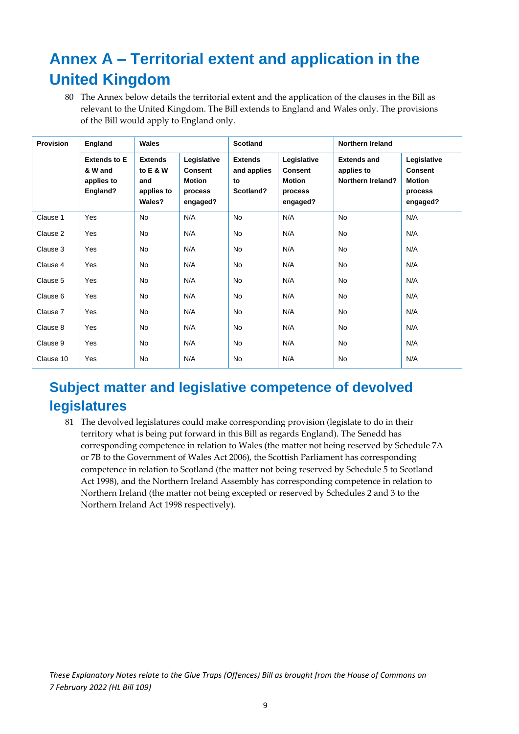# Annex A – Territorial extent and application in the United Kingdom

80 The Annex below details the territorial extent and the application of the clauses in the Bill as relevant to the United Kingdom. The Bill extends to England and Wales only. The provisions of the Bill would apply to England only.

| Provision | England | Wales | | Scotland | | Northern Ireland | |
|---|---|---|---|---|---|---|---|
| | **Extends to E & W and applies to England?** | **Extends to E & W and applies to Wales?** | **Legislative Consent Motion process engaged?** | **Extends and applies to Scotland?** | **Legislative Consent Motion process engaged?** | **Extends and applies to Northern Ireland?** | **Legislative Consent Motion process engaged?** |
| Clause 1 | Yes | No | N/A | No | N/A | No | N/A |
| Clause 2 | Yes | No | N/A | No | N/A | No | N/A |
| Clause 3 | Yes | No | N/A | No | N/A | No | N/A |
| Clause 4 | Yes | No | N/A | No | N/A | No | N/A |
| Clause 5 | Yes | No | N/A | No | N/A | No | N/A |
| Clause 6 | Yes | No | N/A | No | N/A | No | N/A |
| Clause 7 | Yes | No | N/A | No | N/A | No | N/A |
| Clause 8 | Yes | No | N/A | No | N/A | No | N/A |
| Clause 9 | Yes | No | N/A | No | N/A | No | N/A |
| Clause 10 | Yes | No | N/A | No | N/A | No | N/A |

## Subject matter and legislative competence of devolved legislatures

81 The devolved legislatures could make corresponding provision (legislate to do in their territory what is being put forward in this Bill as regards England). The Senedd has corresponding competence in relation to Wales (the matter not being reserved by Schedule 7A or 7B to the Government of Wales Act 2006), the Scottish Parliament has corresponding competence in relation to Scotland (the matter not being reserved by Schedule 5 to Scotland Act 1998), and the Northern Ireland Assembly has corresponding competence in relation to Northern Ireland (the matter not being excepted or reserved by Schedules 2 and 3 to the Northern Ireland Act 1998 respectively).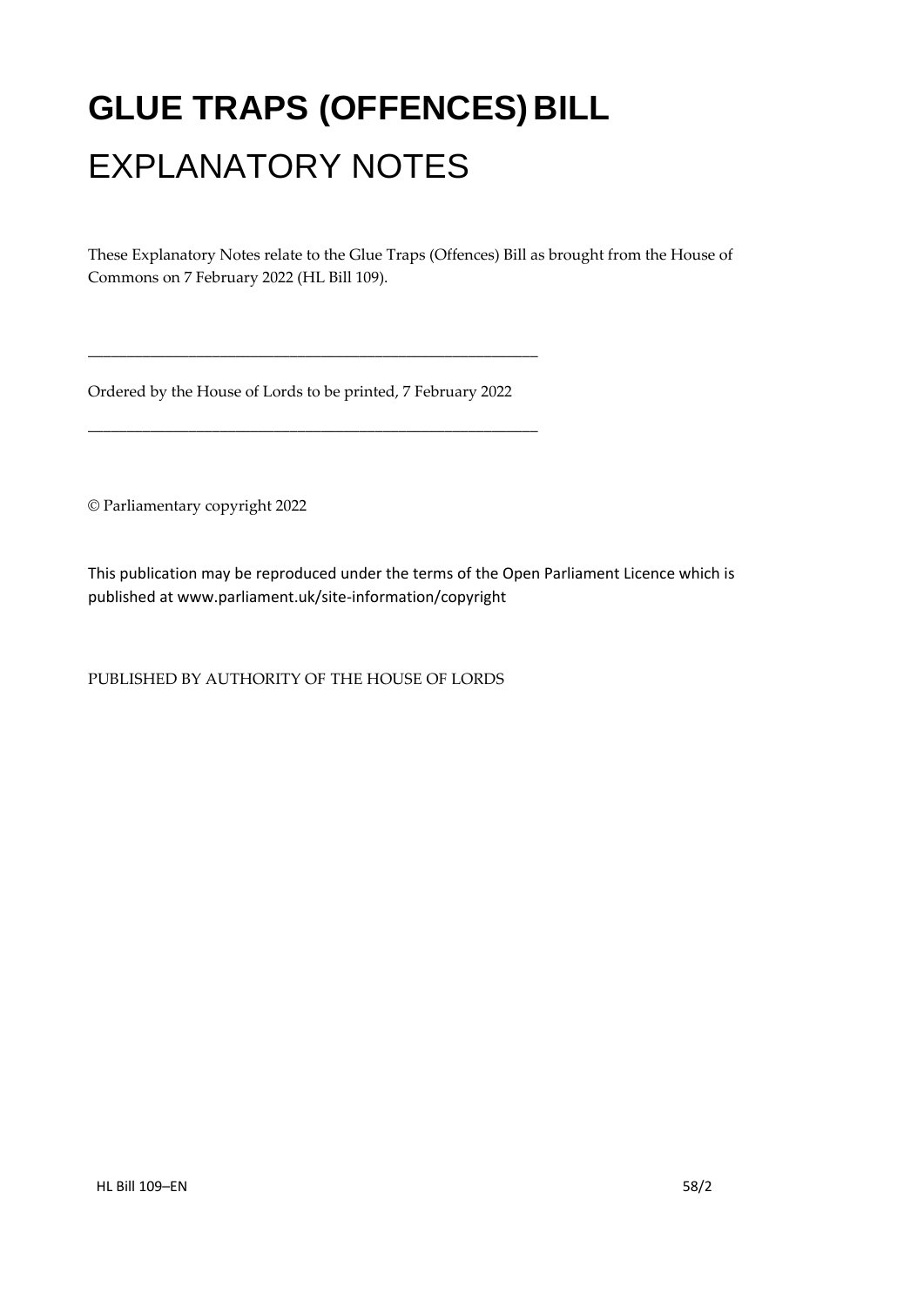# GLUE TRAPS (OFFENCES) BILL

# EXPLANATORY NOTES

These Explanatory Notes relate to the Glue Traps (Offences) Bill as brought from the House of Commons on 7 February 2022 (HL Bill 109).

---

Ordered by the House of Lords to be printed, 7 February 2022

---

© Parliamentary copyright 2022

This publication may be reproduced under the terms of the Open Parliament Licence which is published at www.parliament.uk/site-information/copyright

PUBLISHED BY AUTHORITY OF THE HOUSE OF LORDS

HL Bill 109–EN 58/2